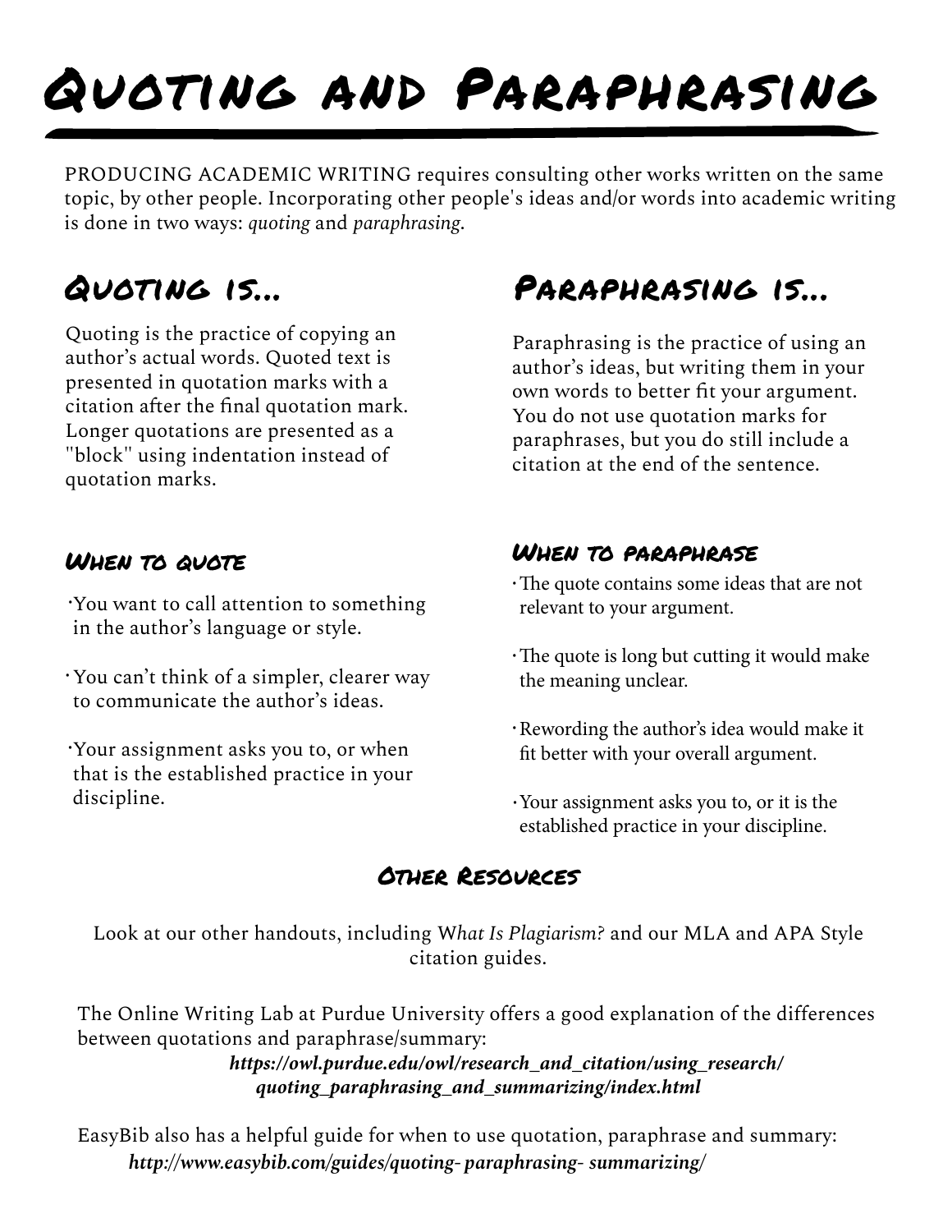# Quoting and Paraphrasing

PRODUCING ACADEMIC WRITING requires consulting other works written on the same topic, by other people. Incorporating other people's ideas and/or words into academic writing is done in two ways: *quoting* and *paraphrasing*.

## Quoting is...

Quoting is the practice of copying an author's actual words. Quoted text is presented in quotation marks with a citation after the final quotation mark. Longer quotations are presented as a "block" using indentation instead of quotation marks.

### When to quote

- You want to call attention to something in the author's language or style.
- You can't think of a simpler, clearer way to communicate the author's ideas.
- Your assignment asks you to, or when that is the established practice in your discipline.

## Paraphrasing is...

Paraphrasing is the practice of using an author's ideas, but writing them in your own words to better fit your argument. You do not use quotation marks for paraphrases, but you do still include a citation at the end of the sentence.

### When to paraphrase

- The quote contains some ideas that are not relevant to your argument.
- The quote is long but cutting it would make the meaning unclear.
- Rewording the author's idea would make it fit better with your overall argument.
- Your assignment asks you to, or it is the established practice in your discipline.

### Other Resources

Look at our other handouts, including *What Is Plagiarism?* and our MLA and APA Style citation guides.

The Online Writing Lab at Purdue University offers a good explanation of the differences between quotations and paraphrase/summary:
***https://owl.purdue.edu/owl/research_and_citation/using_research/quoting_paraphrasing_and_summarizing/index.html***

EasyBib also has a helpful guide for when to use quotation, paraphrase and summary:
***http://www.easybib.com/guides/quoting-paraphrasing-summarizing/***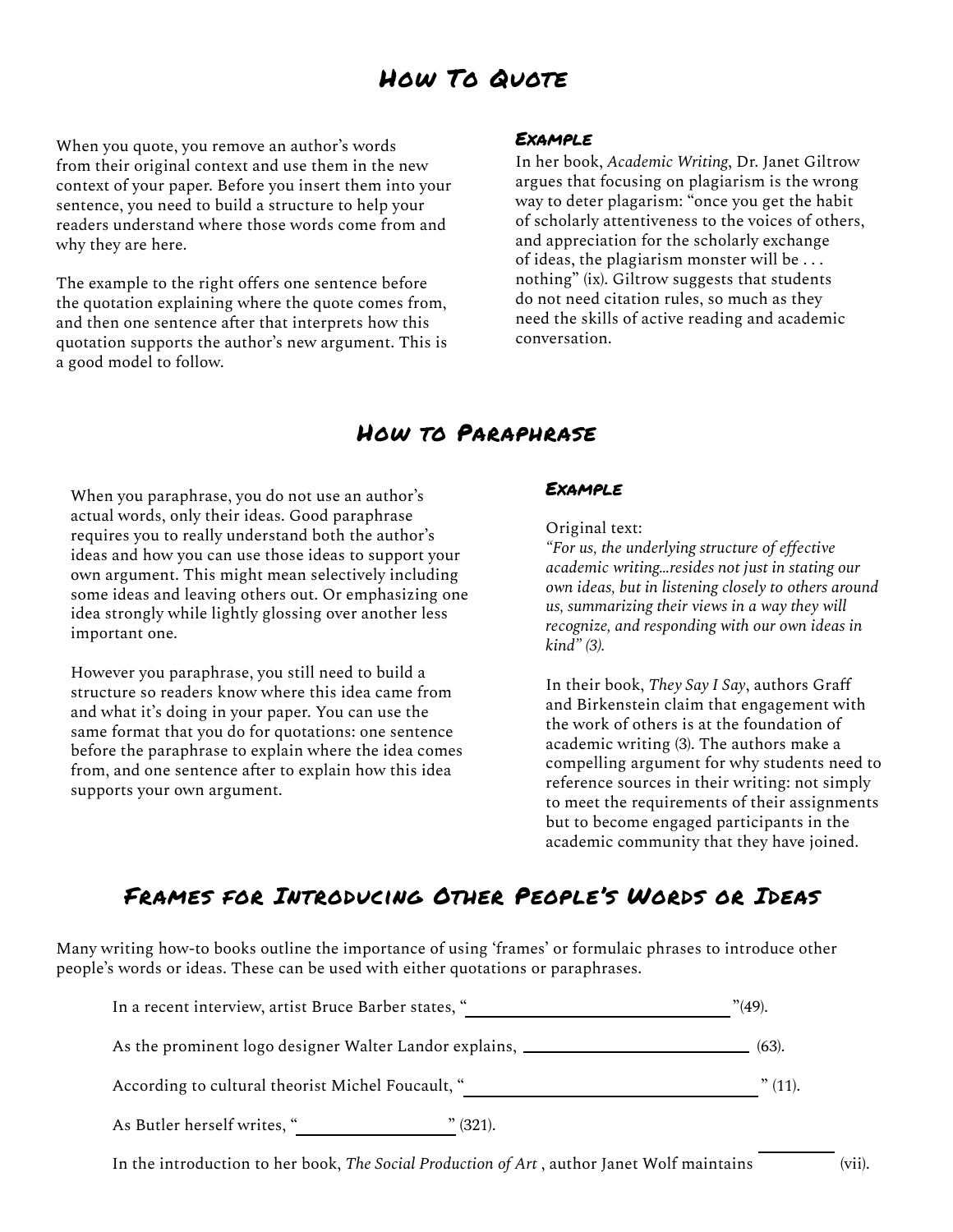## How To Quote

When you quote, you remove an author's words from their original context and use them in the new context of your paper. Before you insert them into your sentence, you need to build a structure to help your readers understand where those words come from and why they are here.

The example to the right offers one sentence before the quotation explaining where the quote comes from, and then one sentence after that interprets how this quotation supports the author's new argument. This is a good model to follow.

### Example

In her book, *Academic Writing*, Dr. Janet Giltrow argues that focusing on plagiarism is the wrong way to deter plagarism: "once you get the habit of scholarly attentiveness to the voices of others, and appreciation for the scholarly exchange of ideas, the plagiarism monster will be . . . nothing" (ix). Giltrow suggests that students do not need citation rules, so much as they need the skills of active reading and academic conversation.

## How to Paraphrase

When you paraphrase, you do not use an author's actual words, only their ideas. Good paraphrase requires you to really understand both the author's ideas and how you can use those ideas to support your own argument. This might mean selectively including some ideas and leaving others out. Or emphasizing one idea strongly while lightly glossing over another less important one.

However you paraphrase, you still need to build a structure so readers know where this idea came from and what it's doing in your paper. You can use the same format that you do for quotations: one sentence before the paraphrase to explain where the idea comes from, and one sentence after to explain how this idea supports your own argument.

### Example

Original text:
*"For us, the underlying structure of effective academic writing...resides not just in stating our own ideas, but in listening closely to others around us, summarizing their views in a way they will recognize, and responding with our own ideas in kind" (3).*

In their book, *They Say I Say*, authors Graff and Birkenstein claim that engagement with the work of others is at the foundation of academic writing (3). The authors make a compelling argument for why students need to reference sources in their writing: not simply to meet the requirements of their assignments but to become engaged participants in the academic community that they have joined.

## Frames for Introducing Other People's Words or Ideas

Many writing how-to books outline the importance of using 'frames' or formulaic phrases to introduce other people's words or ideas. These can be used with either quotations or paraphrases.

In a recent interview, artist Bruce Barber states, "______________________"(49).

As the prominent logo designer Walter Landor explains, ______________________ (63).

According to cultural theorist Michel Foucault, "______________________" (11).

As Butler herself writes, "______________" (321).

In the introduction to her book, *The Social Production of Art* , author Janet Wolf maintains ________ (vii).